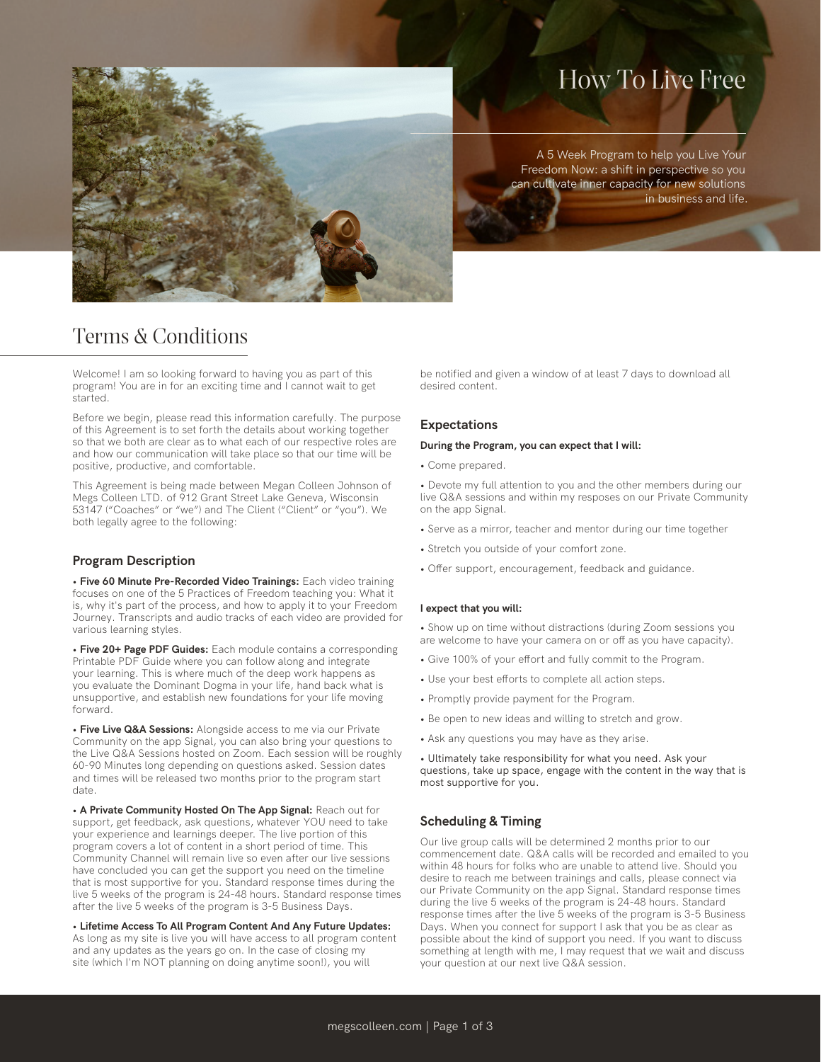# How To Live Free

A 5 Week Program to help you Live Your Freedom Now: a shift in perspective so you can cultivate inner capacity for new solutions in business and life.

## Terms & Conditions

Welcome! I am so looking forward to having you as part of this program! You are in for an exciting time and I cannot wait to get started.

Before we begin, please read this information carefully. The purpose of this Agreement is to set forth the details about working together so that we both are clear as to what each of our respective roles are and how our communication will take place so that our time will be positive, productive, and comfortable.

This Agreement is being made between Megan Colleen Johnson of Megs Colleen LTD. of 912 Grant Street Lake Geneva, Wisconsin 53147 ("Coaches" or "we") and The Client ("Client" or "you"). We both legally agree to the following:

### Program Description

• **Five 60 Minute Pre-Recorded Video Trainings:** Each video training focuses on one of the 5 Practices of Freedom teaching you: What it is, why it's part of the process, and how to apply it to your Freedom Journey. Transcripts and audio tracks of each video are provided for various learning styles.

• **Five 20+ Page PDF Guides:** Each module contains a corresponding Printable PDF Guide where you can follow along and integrate your learning. This is where much of the deep work happens as you evaluate the Dominant Dogma in your life, hand back what is unsupportive, and establish new foundations for your life moving forward.

• **Five Live Q&A Sessions:** Alongside access to me via our Private Community on the app Signal, you can also bring your questions to the Live Q&A Sessions hosted on Zoom. Each session will be roughly 60-90 Minutes long depending on questions asked. Session dates and times will be released two months prior to the program start date.

• **A Private Community Hosted On The App Signal:** Reach out for support, get feedback, ask questions, whatever YOU need to take your experience and learnings deeper. The live portion of this program covers a lot of content in a short period of time. This Community Channel will remain live so even after our live sessions have concluded you can get the support you need on the timeline that is most supportive for you. Standard response times during the live 5 weeks of the program is 24-48 hours. Standard response times after the live 5 weeks of the program is 3-5 Business Days.

• **Lifetime Access To All Program Content And Any Future Updates:** As long as my site is live you will have access to all program content and any updates as the years go on. In the case of closing my site (which I'm NOT planning on doing anytime soon!), you will be notified and given a window of at least 7 days to download all desired content.

### Expectations

**During the Program, you can expect that I will:**

• Come prepared.

• Devote my full attention to you and the other members during our live Q&A sessions and within my resposes on our Private Community on the app Signal.

• Serve as a mirror, teacher and mentor during our time together

• Stretch you outside of your comfort zone.

• Offer support, encouragement, feedback and guidance.

**I expect that you will:**

• Show up on time without distractions (during Zoom sessions you are welcome to have your camera on or off as you have capacity).

• Give 100% of your effort and fully commit to the Program.

• Use your best efforts to complete all action steps.

• Promptly provide payment for the Program.

• Be open to new ideas and willing to stretch and grow.

• Ask any questions you may have as they arise.

• Ultimately take responsibility for what you need. Ask your questions, take up space, engage with the content in the way that is most supportive for you.

### Scheduling & Timing

Our live group calls will be determined 2 months prior to our commencement date. Q&A calls will be recorded and emailed to you within 48 hours for folks who are unable to attend live. Should you desire to reach me between trainings and calls, please connect via our Private Community on the app Signal. Standard response times during the live 5 weeks of the program is 24-48 hours. Standard response times after the live 5 weeks of the program is 3-5 Business Days. When you connect for support I ask that you be as clear as possible about the kind of support you need. If you want to discuss something at length with me, I may request that we wait and discuss your question at our next live Q&A session.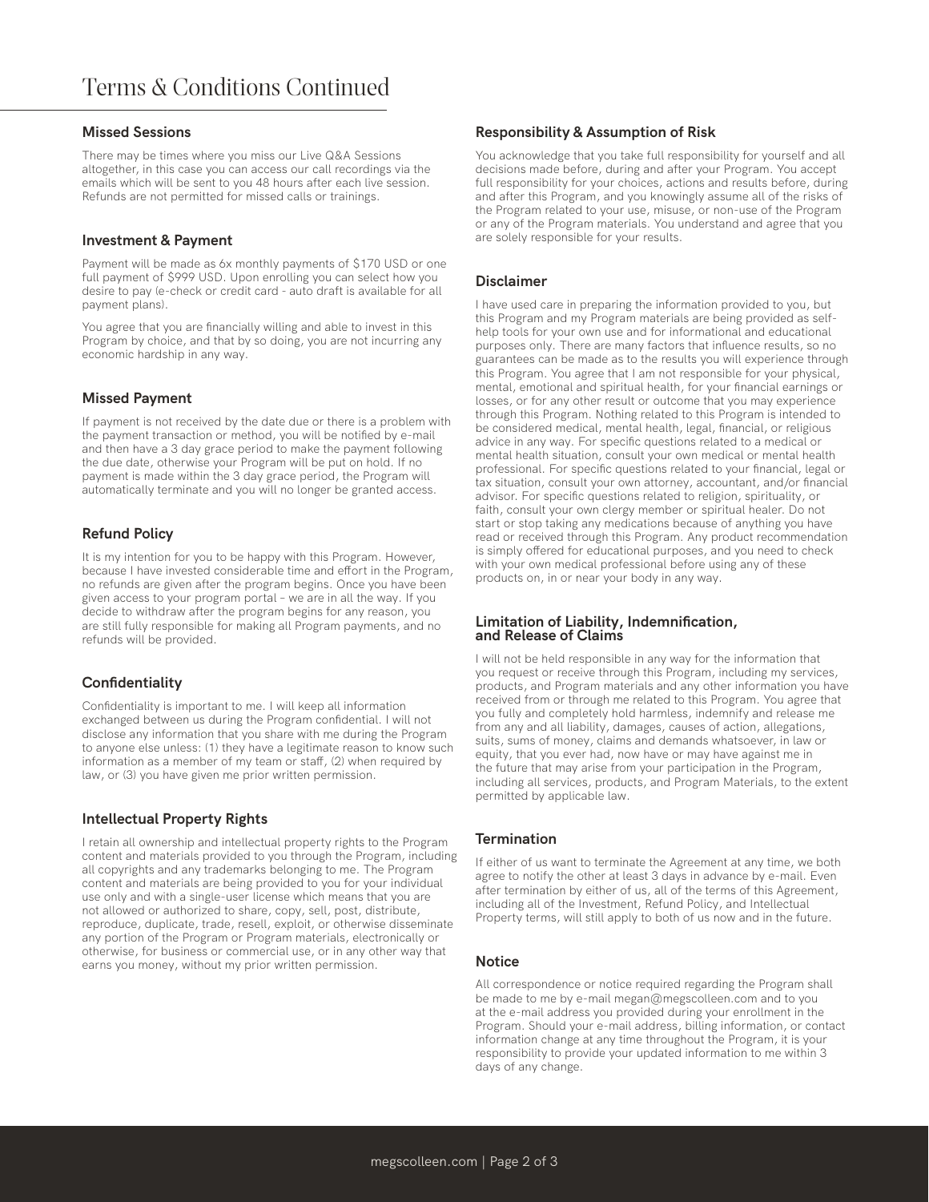# Terms & Conditions Continued

### Missed Sessions

There may be times where you miss our Live Q&A Sessions altogether, in this case you can access our call recordings via the emails which will be sent to you 48 hours after each live session. Refunds are not permitted for missed calls or trainings.

### Investment & Payment

Payment will be made as 6x monthly payments of $170 USD or one full payment of $999 USD. Upon enrolling you can select how you desire to pay (e-check or credit card - auto draft is available for all payment plans).

You agree that you are financially willing and able to invest in this Program by choice, and that by so doing, you are not incurring any economic hardship in any way.

### Missed Payment

If payment is not received by the date due or there is a problem with the payment transaction or method, you will be notified by e-mail and then have a 3 day grace period to make the payment following the due date, otherwise your Program will be put on hold. If no payment is made within the 3 day grace period, the Program will automatically terminate and you will no longer be granted access.

### Refund Policy

It is my intention for you to be happy with this Program. However, because I have invested considerable time and effort in the Program, no refunds are given after the program begins. Once you have been given access to your program portal – we are in all the way. If you decide to withdraw after the program begins for any reason, you are still fully responsible for making all Program payments, and no refunds will be provided.

### Confidentiality

Confidentiality is important to me. I will keep all information exchanged between us during the Program confidential. I will not disclose any information that you share with me during the Program to anyone else unless: (1) they have a legitimate reason to know such information as a member of my team or staff, (2) when required by law, or (3) you have given me prior written permission.

### Intellectual Property Rights

I retain all ownership and intellectual property rights to the Program content and materials provided to you through the Program, including all copyrights and any trademarks belonging to me. The Program content and materials are being provided to you for your individual use only and with a single-user license which means that you are not allowed or authorized to share, copy, sell, post, distribute, reproduce, duplicate, trade, resell, exploit, or otherwise disseminate any portion of the Program or Program materials, electronically or otherwise, for business or commercial use, or in any other way that earns you money, without my prior written permission.

### Responsibility & Assumption of Risk

You acknowledge that you take full responsibility for yourself and all decisions made before, during and after your Program. You accept full responsibility for your choices, actions and results before, during and after this Program, and you knowingly assume all of the risks of the Program related to your use, misuse, or non-use of the Program or any of the Program materials. You understand and agree that you are solely responsible for your results.

### Disclaimer

I have used care in preparing the information provided to you, but this Program and my Program materials are being provided as self-help tools for your own use and for informational and educational purposes only. There are many factors that influence results, so no guarantees can be made as to the results you will experience through this Program. You agree that I am not responsible for your physical, mental, emotional and spiritual health, for your financial earnings or losses, or for any other result or outcome that you may experience through this Program. Nothing related to this Program is intended to be considered medical, mental health, legal, financial, or religious advice in any way. For specific questions related to a medical or mental health situation, consult your own medical or mental health professional. For specific questions related to your financial, legal or tax situation, consult your own attorney, accountant, and/or financial advisor. For specific questions related to religion, spirituality, or faith, consult your own clergy member or spiritual healer. Do not start or stop taking any medications because of anything you have read or received through this Program. Any product recommendation is simply offered for educational purposes, and you need to check with your own medical professional before using any of these products on, in or near your body in any way.

### Limitation of Liability, Indemnification, and Release of Claims

I will not be held responsible in any way for the information that you request or receive through this Program, including my services, products, and Program materials and any other information you have received from or through me related to this Program. You agree that you fully and completely hold harmless, indemnify and release me from any and all liability, damages, causes of action, allegations, suits, sums of money, claims and demands whatsoever, in law or equity, that you ever had, now have or may have against me in the future that may arise from your participation in the Program, including all services, products, and Program Materials, to the extent permitted by applicable law.

### Termination

If either of us want to terminate the Agreement at any time, we both agree to notify the other at least 3 days in advance by e-mail. Even after termination by either of us, all of the terms of this Agreement, including all of the Investment, Refund Policy, and Intellectual Property terms, will still apply to both of us now and in the future.

### Notice

All correspondence or notice required regarding the Program shall be made to me by e-mail megan@megscolleen.com and to you at the e-mail address you provided during your enrollment in the Program. Should your e-mail address, billing information, or contact information change at any time throughout the Program, it is your responsibility to provide your updated information to me within 3 days of any change.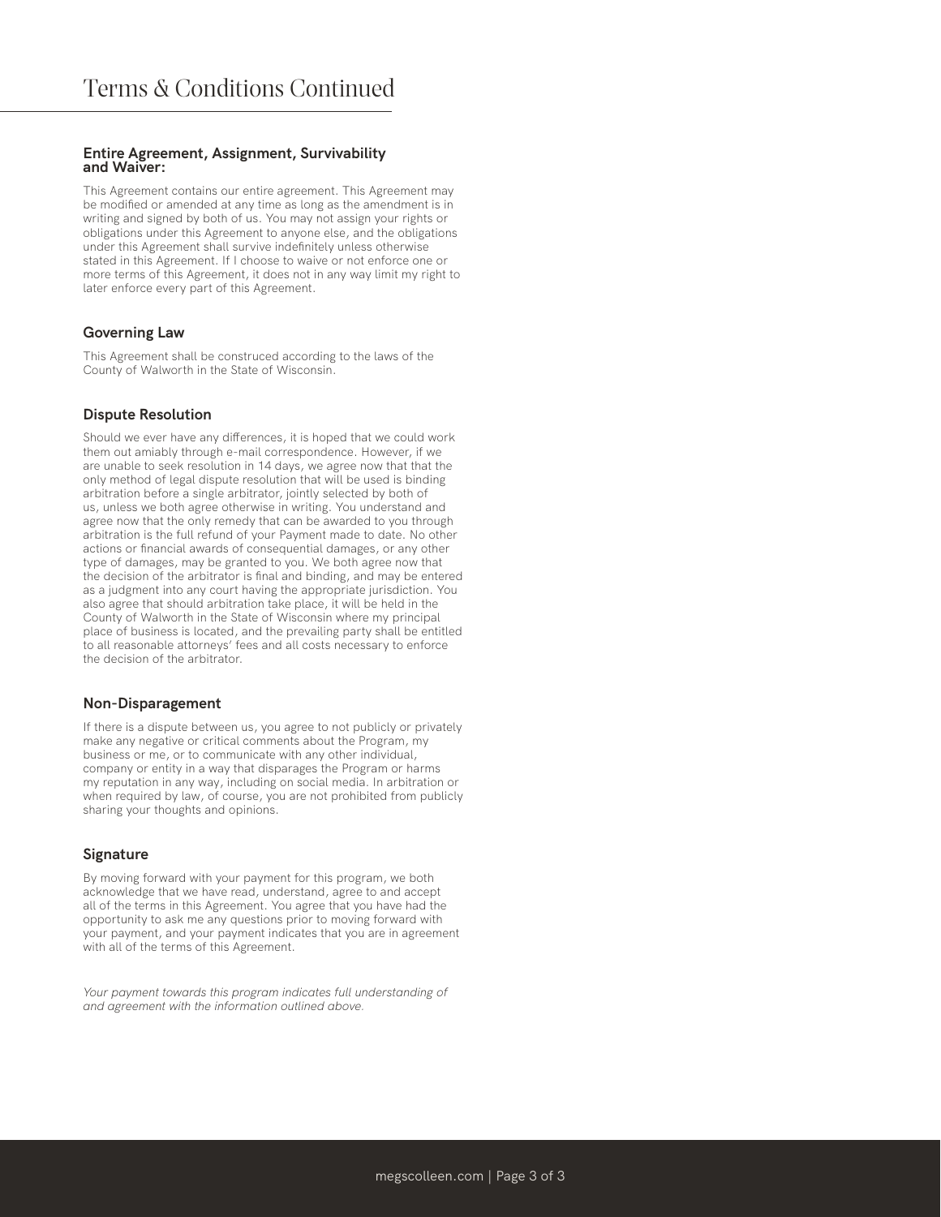# Terms & Conditions Continued

### Entire Agreement, Assignment, Survivability and Waiver:

This Agreement contains our entire agreement. This Agreement may be modified or amended at any time as long as the amendment is in writing and signed by both of us. You may not assign your rights or obligations under this Agreement to anyone else, and the obligations under this Agreement shall survive indefinitely unless otherwise stated in this Agreement. If I choose to waive or not enforce one or more terms of this Agreement, it does not in any way limit my right to later enforce every part of this Agreement.

### Governing Law

This Agreement shall be construced according to the laws of the County of Walworth in the State of Wisconsin.

### Dispute Resolution

Should we ever have any differences, it is hoped that we could work them out amiably through e-mail correspondence. However, if we are unable to seek resolution in 14 days, we agree now that that the only method of legal dispute resolution that will be used is binding arbitration before a single arbitrator, jointly selected by both of us, unless we both agree otherwise in writing. You understand and agree now that the only remedy that can be awarded to you through arbitration is the full refund of your Payment made to date. No other actions or financial awards of consequential damages, or any other type of damages, may be granted to you. We both agree now that the decision of the arbitrator is final and binding, and may be entered as a judgment into any court having the appropriate jurisdiction. You also agree that should arbitration take place, it will be held in the County of Walworth in the State of Wisconsin where my principal place of business is located, and the prevailing party shall be entitled to all reasonable attorneys' fees and all costs necessary to enforce the decision of the arbitrator.

### Non-Disparagement

If there is a dispute between us, you agree to not publicly or privately make any negative or critical comments about the Program, my business or me, or to communicate with any other individual, company or entity in a way that disparages the Program or harms my reputation in any way, including on social media. In arbitration or when required by law, of course, you are not prohibited from publicly sharing your thoughts and opinions.

### Signature

By moving forward with your payment for this program, we both acknowledge that we have read, understand, agree to and accept all of the terms in this Agreement. You agree that you have had the opportunity to ask me any questions prior to moving forward with your payment, and your payment indicates that you are in agreement with all of the terms of this Agreement.

*Your payment towards this program indicates full understanding of and agreement with the information outlined above.*